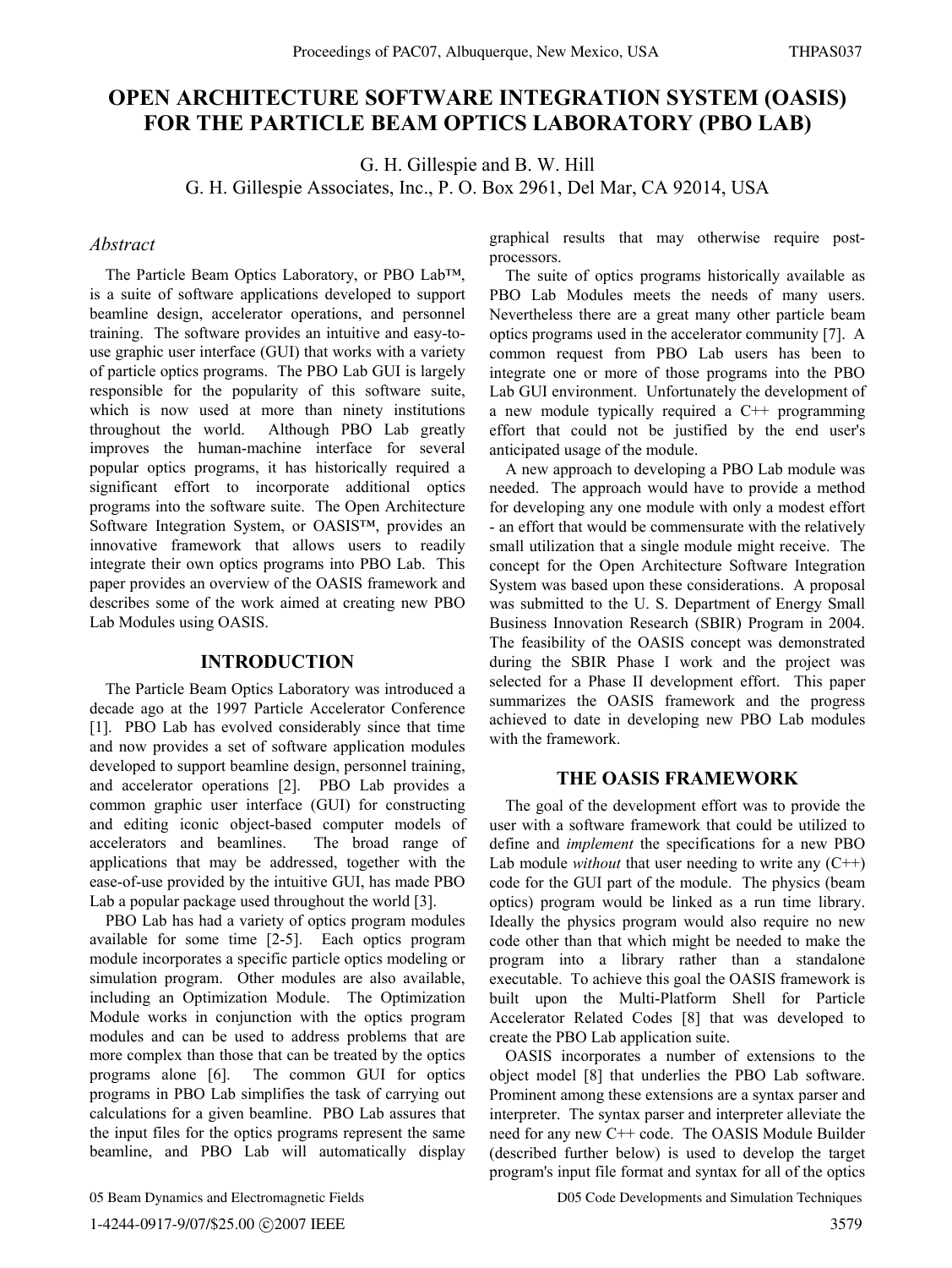# OPEN ARCHITECTURE SOFTWARE INTEGRATION SYSTEM (OASIS) FOR THE PARTICLE BEAM OPTICS LABORATORY (PBO LAB)

G. H. Gillespie and B. W. Hill
G. H. Gillespie Associates, Inc., P. O. Box 2961, Del Mar, CA 92014, USA

## *Abstract*

The Particle Beam Optics Laboratory, or PBO Lab™, is a suite of software applications developed to support beamline design, accelerator operations, and personnel training. The software provides an intuitive and easy-to-use graphic user interface (GUI) that works with a variety of particle optics programs. The PBO Lab GUI is largely responsible for the popularity of this software suite, which is now used at more than ninety institutions throughout the world. Although PBO Lab greatly improves the human-machine interface for several popular optics programs, it has historically required a significant effort to incorporate additional optics programs into the software suite. The Open Architecture Software Integration System, or OASIS™, provides an innovative framework that allows users to readily integrate their own optics programs into PBO Lab. This paper provides an overview of the OASIS framework and describes some of the work aimed at creating new PBO Lab Modules using OASIS.

## INTRODUCTION

The Particle Beam Optics Laboratory was introduced a decade ago at the 1997 Particle Accelerator Conference [1]. PBO Lab has evolved considerably since that time and now provides a set of software application modules developed to support beamline design, personnel training, and accelerator operations [2]. PBO Lab provides a common graphic user interface (GUI) for constructing and editing iconic object-based computer models of accelerators and beamlines. The broad range of applications that may be addressed, together with the ease-of-use provided by the intuitive GUI, has made PBO Lab a popular package used throughout the world [3].

PBO Lab has had a variety of optics program modules available for some time [2-5]. Each optics program module incorporates a specific particle optics modeling or simulation program. Other modules are also available, including an Optimization Module. The Optimization Module works in conjunction with the optics program modules and can be used to address problems that are more complex than those that can be treated by the optics programs alone [6]. The common GUI for optics programs in PBO Lab simplifies the task of carrying out calculations for a given beamline. PBO Lab assures that the input files for the optics programs represent the same beamline, and PBO Lab will automatically display graphical results that may otherwise require post-processors.

The suite of optics programs historically available as PBO Lab Modules meets the needs of many users. Nevertheless there are a great many other particle beam optics programs used in the accelerator community [7]. A common request from PBO Lab users has been to integrate one or more of those programs into the PBO Lab GUI environment. Unfortunately the development of a new module typically required a C++ programming effort that could not be justified by the end user's anticipated usage of the module.

A new approach to developing a PBO Lab module was needed. The approach would have to provide a method for developing any one module with only a modest effort - an effort that would be commensurate with the relatively small utilization that a single module might receive. The concept for the Open Architecture Software Integration System was based upon these considerations. A proposal was submitted to the U. S. Department of Energy Small Business Innovation Research (SBIR) Program in 2004. The feasibility of the OASIS concept was demonstrated during the SBIR Phase I work and the project was selected for a Phase II development effort. This paper summarizes the OASIS framework and the progress achieved to date in developing new PBO Lab modules with the framework.

## THE OASIS FRAMEWORK

The goal of the development effort was to provide the user with a software framework that could be utilized to define and *implement* the specifications for a new PBO Lab module *without* that user needing to write any (C++) code for the GUI part of the module. The physics (beam optics) program would be linked as a run time library. Ideally the physics program would also require no new code other than that which might be needed to make the program into a library rather than a standalone executable. To achieve this goal the OASIS framework is built upon the Multi-Platform Shell for Particle Accelerator Related Codes [8] that was developed to create the PBO Lab application suite.

OASIS incorporates a number of extensions to the object model [8] that underlies the PBO Lab software. Prominent among these extensions are a syntax parser and interpreter. The syntax parser and interpreter alleviate the need for any new C++ code. The OASIS Module Builder (described further below) is used to develop the target program's input file format and syntax for all of the optics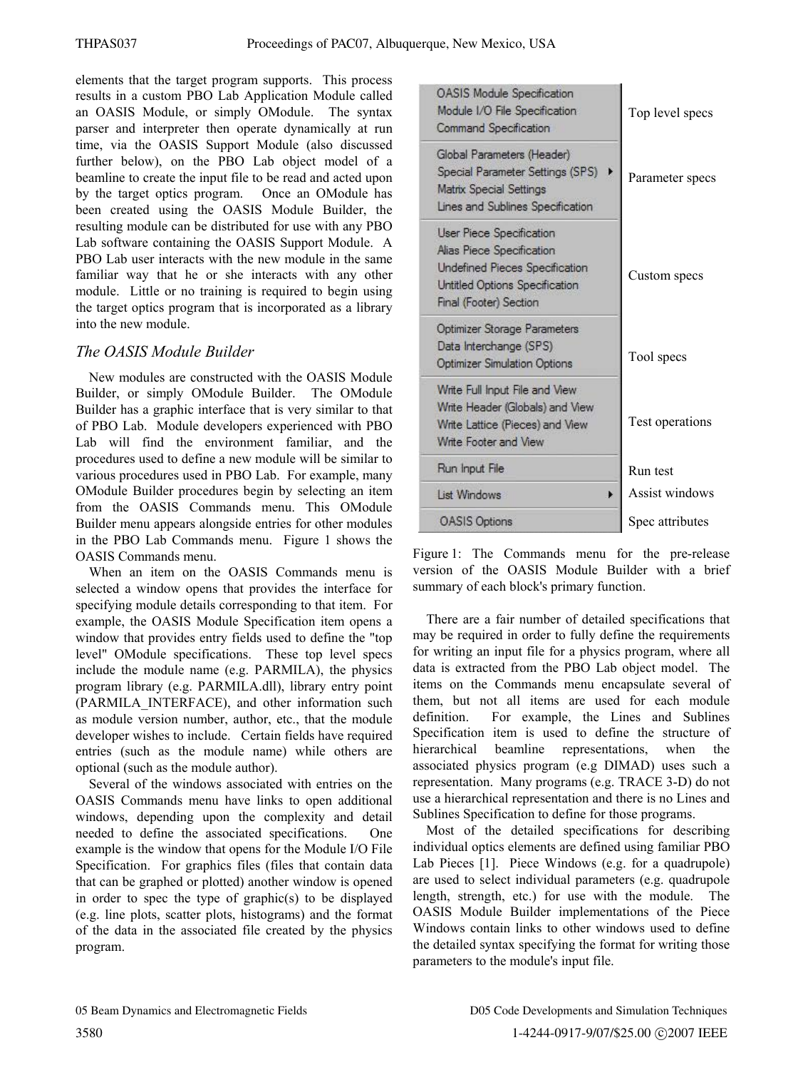elements that the target program supports. This process results in a custom PBO Lab Application Module called an OASIS Module, or simply OModule. The syntax parser and interpreter then operate dynamically at run time, via the OASIS Support Module (also discussed further below), on the PBO Lab object model of a beamline to create the input file to be read and acted upon by the target optics program. Once an OModule has been created using the OASIS Module Builder, the resulting module can be distributed for use with any PBO Lab software containing the OASIS Support Module. A PBO Lab user interacts with the new module in the same familiar way that he or she interacts with any other module. Little or no training is required to begin using the target optics program that is incorporated as a library into the new module.

### *The OASIS Module Builder*

New modules are constructed with the OASIS Module Builder, or simply OModule Builder. The OModule Builder has a graphic interface that is very similar to that of PBO Lab. Module developers experienced with PBO Lab will find the environment familiar, and the procedures used to define a new module will be similar to various procedures used in PBO Lab. For example, many OModule Builder procedures begin by selecting an item from the OASIS Commands menu. This OModule Builder menu appears alongside entries for other modules in the PBO Lab Commands menu. Figure 1 shows the OASIS Commands menu.

When an item on the OASIS Commands menu is selected a window opens that provides the interface for specifying module details corresponding to that item. For example, the OASIS Module Specification item opens a window that provides entry fields used to define the "top level" OModule specifications. These top level specs include the module name (e.g. PARMILA), the physics program library (e.g. PARMILA.dll), library entry point (PARMILA_INTERFACE), and other information such as module version number, author, etc., that the module developer wishes to include. Certain fields have required entries (such as the module name) while others are optional (such as the module author).

Several of the windows associated with entries on the OASIS Commands menu have links to open additional windows, depending upon the complexity and detail needed to define the associated specifications. One example is the window that opens for the Module I/O File Specification. For graphics files (files that contain data that can be graphed or plotted) another window is opened in order to spec the type of graphic(s) to be displayed (e.g. line plots, scatter plots, histograms) and the format of the data in the associated file created by the physics program.

OASIS Module Specification
Module I/O File Specification
Command Specification
Top level specs

Global Parameters (Header)
Special Parameter Settings (SPS)
Matrix Special Settings
Lines and Sublines Specification
Parameter specs

User Piece Specification
Alias Piece Specification
Undefined Pieces Specification
Untitled Options Specification
Final (Footer) Section
Custom specs

Optimizer Storage Parameters
Data Interchange (SPS)
Optimizer Simulation Options
Tool specs

Write Full Input File and View
Write Header (Globals) and View
Write Lattice (Pieces) and View
Write Footer and View
Test operations

Run Input File
Run test

List Windows
Assist windows

OASIS Options
Spec attributes

Figure 1: The Commands menu for the pre-release version of the OASIS Module Builder with a brief summary of each block's primary function.

There are a fair number of detailed specifications that may be required in order to fully define the requirements for writing an input file for a physics program, where all data is extracted from the PBO Lab object model. The items on the Commands menu encapsulate several of them, but not all items are used for each module definition. For example, the Lines and Sublines Specification item is used to define the structure of hierarchical beamline representations, when the associated physics program (e.g DIMAD) uses such a representation. Many programs (e.g. TRACE 3-D) do not use a hierarchical representation and there is no Lines and Sublines Specification to define for those programs.

Most of the detailed specifications for describing individual optics elements are defined using familiar PBO Lab Pieces [1]. Piece Windows (e.g. for a quadrupole) are used to select individual parameters (e.g. quadrupole length, strength, etc.) for use with the module. The OASIS Module Builder implementations of the Piece Windows contain links to other windows used to define the detailed syntax specifying the format for writing those parameters to the module's input file.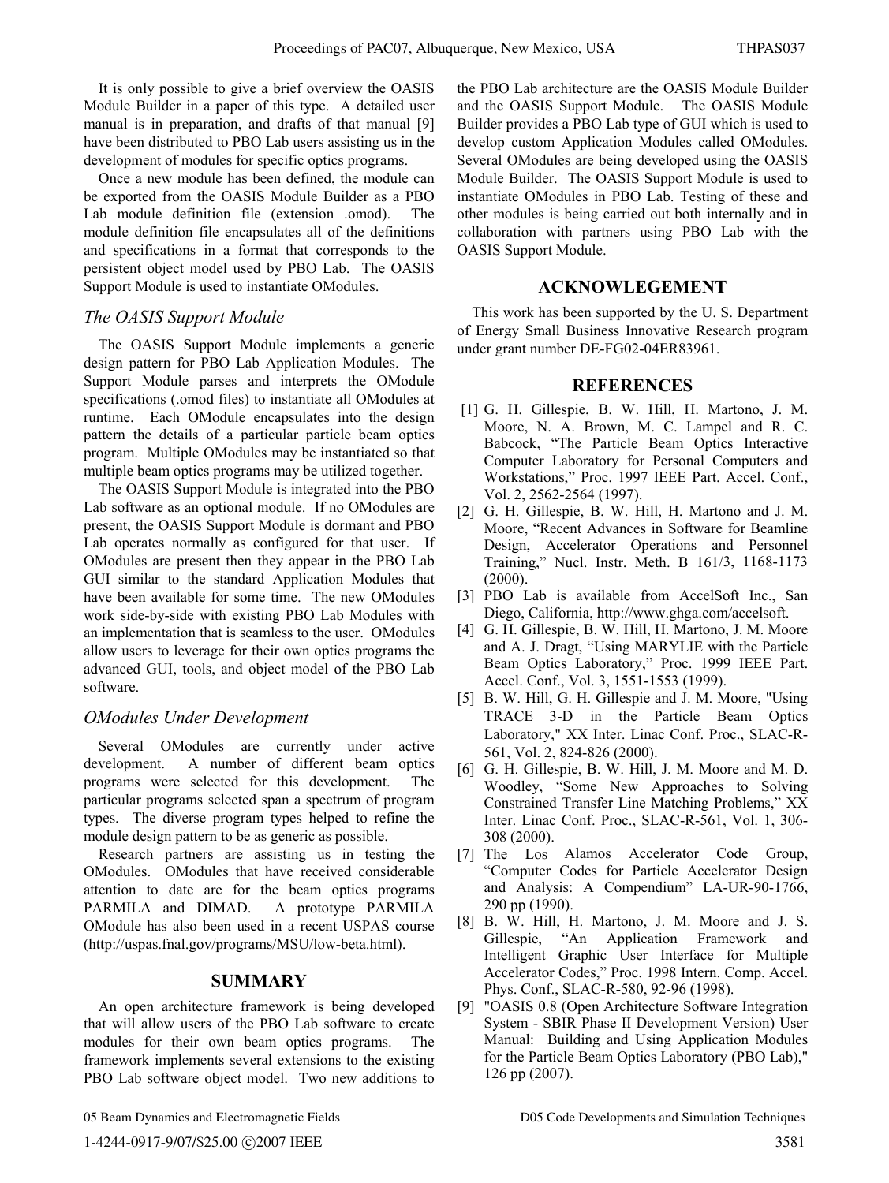It is only possible to give a brief overview the OASIS Module Builder in a paper of this type. A detailed user manual is in preparation, and drafts of that manual [9] have been distributed to PBO Lab users assisting us in the development of modules for specific optics programs.

Once a new module has been defined, the module can be exported from the OASIS Module Builder as a PBO Lab module definition file (extension .omod). The module definition file encapsulates all of the definitions and specifications in a format that corresponds to the persistent object model used by PBO Lab. The OASIS Support Module is used to instantiate OModules.

### *The OASIS Support Module*

The OASIS Support Module implements a generic design pattern for PBO Lab Application Modules. The Support Module parses and interprets the OModule specifications (.omod files) to instantiate all OModules at runtime. Each OModule encapsulates into the design pattern the details of a particular particle beam optics program. Multiple OModules may be instantiated so that multiple beam optics programs may be utilized together.

The OASIS Support Module is integrated into the PBO Lab software as an optional module. If no OModules are present, the OASIS Support Module is dormant and PBO Lab operates normally as configured for that user. If OModules are present then they appear in the PBO Lab GUI similar to the standard Application Modules that have been available for some time. The new OModules work side-by-side with existing PBO Lab Modules with an implementation that is seamless to the user. OModules allow users to leverage for their own optics programs the advanced GUI, tools, and object model of the PBO Lab software.

### *OModules Under Development*

Several OModules are currently under active development. A number of different beam optics programs were selected for this development. The particular programs selected span a spectrum of program types. The diverse program types helped to refine the module design pattern to be as generic as possible.

Research partners are assisting us in testing the OModules. OModules that have received considerable attention to date are for the beam optics programs PARMILA and DIMAD. A prototype PARMILA OModule has also been used in a recent USPAS course (http://uspas.fnal.gov/programs/MSU/low-beta.html).

## SUMMARY

An open architecture framework is being developed that will allow users of the PBO Lab software to create modules for their own beam optics programs. The framework implements several extensions to the existing PBO Lab software object model. Two new additions to the PBO Lab architecture are the OASIS Module Builder and the OASIS Support Module. The OASIS Module Builder provides a PBO Lab type of GUI which is used to develop custom Application Modules called OModules. Several OModules are being developed using the OASIS Module Builder. The OASIS Support Module is used to instantiate OModules in PBO Lab. Testing of these and other modules is being carried out both internally and in collaboration with partners using PBO Lab with the OASIS Support Module.

## ACKNOWLEGEMENT

This work has been supported by the U. S. Department of Energy Small Business Innovative Research program under grant number DE-FG02-04ER83961.

## REFERENCES

[1] G. H. Gillespie, B. W. Hill, H. Martono, J. M. Moore, N. A. Brown, M. C. Lampel and R. C. Babcock, “The Particle Beam Optics Interactive Computer Laboratory for Personal Computers and Workstations,” Proc. 1997 IEEE Part. Accel. Conf., Vol. 2, 2562-2564 (1997).

[2] G. H. Gillespie, B. W. Hill, H. Martono and J. M. Moore, “Recent Advances in Software for Beamline Design, Accelerator Operations and Personnel Training,” Nucl. Instr. Meth. B 161/3, 1168-1173 (2000).

[3] PBO Lab is available from AccelSoft Inc., San Diego, California, http://www.ghga.com/accelsoft.

[4] G. H. Gillespie, B. W. Hill, H. Martono, J. M. Moore and A. J. Dragt, “Using MARYLIE with the Particle Beam Optics Laboratory,” Proc. 1999 IEEE Part. Accel. Conf., Vol. 3, 1551-1553 (1999).

[5] B. W. Hill, G. H. Gillespie and J. M. Moore, "Using TRACE 3-D in the Particle Beam Optics Laboratory," XX Inter. Linac Conf. Proc., SLAC-R-561, Vol. 2, 824-826 (2000).

[6] G. H. Gillespie, B. W. Hill, J. M. Moore and M. D. Woodley, “Some New Approaches to Solving Constrained Transfer Line Matching Problems,” XX Inter. Linac Conf. Proc., SLAC-R-561, Vol. 1, 306-308 (2000).

[7] The Los Alamos Accelerator Code Group, “Computer Codes for Particle Accelerator Design and Analysis: A Compendium” LA-UR-90-1766, 290 pp (1990).

[8] B. W. Hill, H. Martono, J. M. Moore and J. S. Gillespie, “An Application Framework and Intelligent Graphic User Interface for Multiple Accelerator Codes,” Proc. 1998 Intern. Comp. Accel. Phys. Conf., SLAC-R-580, 92-96 (1998).

[9] "OASIS 0.8 (Open Architecture Software Integration System - SBIR Phase II Development Version) User Manual: Building and Using Application Modules for the Particle Beam Optics Laboratory (PBO Lab)," 126 pp (2007).